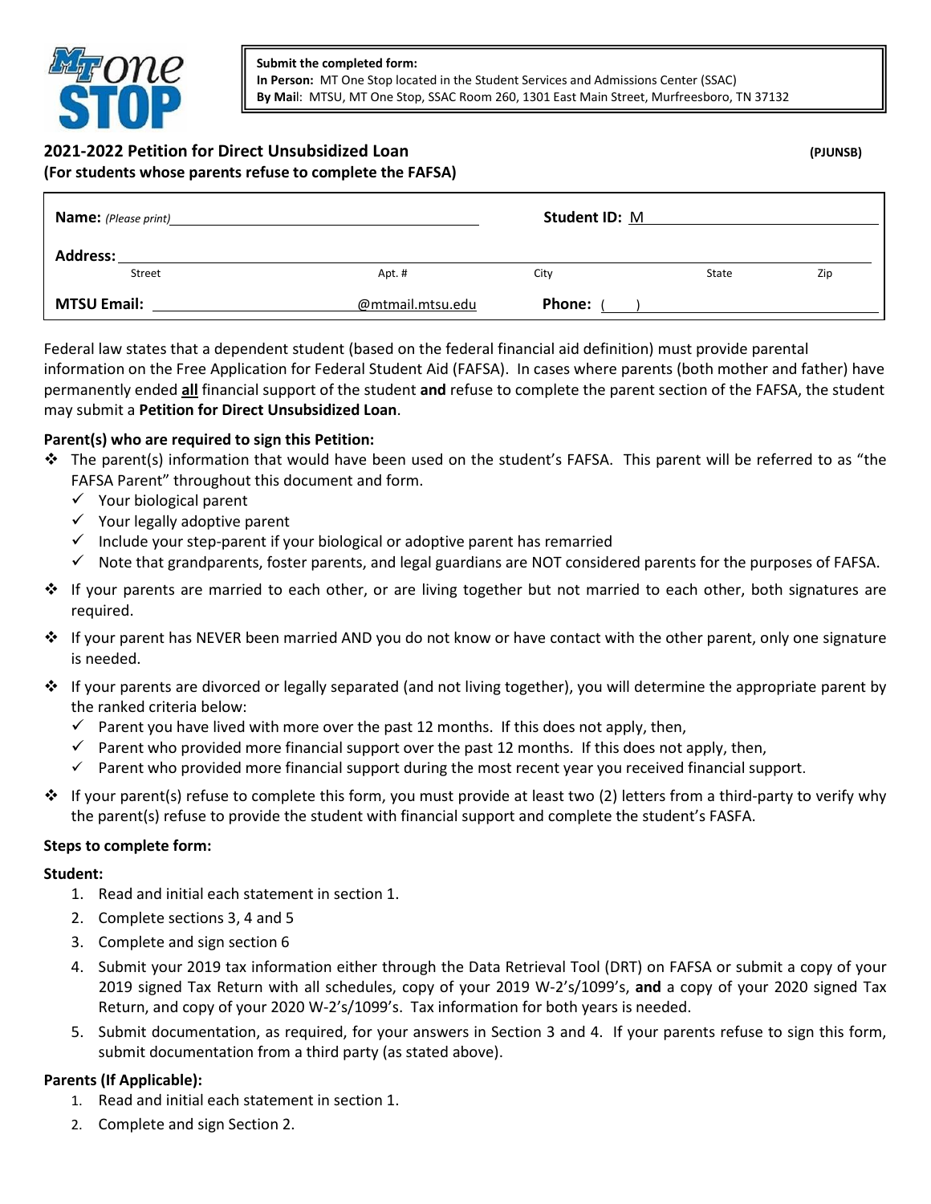**Submit the completed form:**
**In Person:** MT One Stop located in the Student Services and Admissions Center (SSAC)
**By Mail**: MTSU, MT One Stop, SSAC Room 260, 1301 East Main Street, Murfreesboro, TN 37132

## 2021-2022 Petition for Direct Unsubsidized Loan (PJUNSB)

**(For students whose parents refuse to complete the FAFSA)**

| | |
|---|---|
| **Name:** *(Please print)* ______________________ | **Student ID:** M______________ |
| **Address:** Street ______ Apt. # ______ City ______ State ______ Zip ______ | |
| **MTSU Email:** ______________@mtmail.mtsu.edu | **Phone:** ( ) ______________ |

Federal law states that a dependent student (based on the federal financial aid definition) must provide parental information on the Free Application for Federal Student Aid (FAFSA). In cases where parents (both mother and father) have permanently ended **all** financial support of the student **and** refuse to complete the parent section of the FAFSA, the student may submit a **Petition for Direct Unsubsidized Loan**.

**Parent(s) who are required to sign this Petition:**

- The parent(s) information that would have been used on the student's FAFSA. This parent will be referred to as "the FAFSA Parent" throughout this document and form.
  - ✓ Your biological parent
  - ✓ Your legally adoptive parent
  - ✓ Include your step-parent if your biological or adoptive parent has remarried
  - ✓ Note that grandparents, foster parents, and legal guardians are NOT considered parents for the purposes of FAFSA.
- If your parents are married to each other, or are living together but not married to each other, both signatures are required.
- If your parent has NEVER been married AND you do not know or have contact with the other parent, only one signature is needed.
- If your parents are divorced or legally separated (and not living together), you will determine the appropriate parent by the ranked criteria below:
  - ✓ Parent you have lived with more over the past 12 months. If this does not apply, then,
  - ✓ Parent who provided more financial support over the past 12 months. If this does not apply, then,
  - ✓ Parent who provided more financial support during the most recent year you received financial support.
- If your parent(s) refuse to complete this form, you must provide at least two (2) letters from a third-party to verify why the parent(s) refuse to provide the student with financial support and complete the student's FASFA.

**Steps to complete form:**

**Student:**

1. Read and initial each statement in section 1.
2. Complete sections 3, 4 and 5
3. Complete and sign section 6
4. Submit your 2019 tax information either through the Data Retrieval Tool (DRT) on FAFSA or submit a copy of your 2019 signed Tax Return with all schedules, copy of your 2019 W-2's/1099's, **and** a copy of your 2020 signed Tax Return, and copy of your 2020 W-2's/1099's. Tax information for both years is needed.
5. Submit documentation, as required, for your answers in Section 3 and 4. If your parents refuse to sign this form, submit documentation from a third party (as stated above).

**Parents (If Applicable):**

1. Read and initial each statement in section 1.
2. Complete and sign Section 2.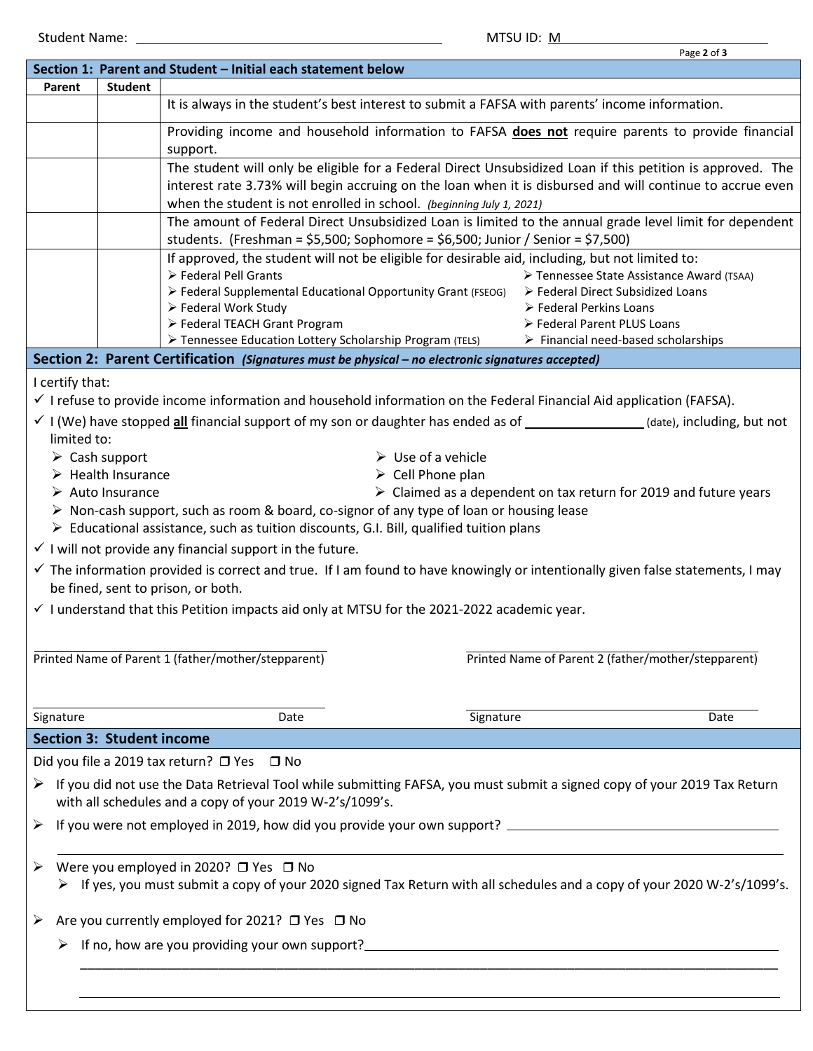Student Name: ______________________________ MTSU ID: M______________________

| Section 1: Parent and Student – Initial each statement below | | |
|---|---|---|
| **Parent** | **Student** | |
| | | It is always in the student's best interest to submit a FAFSA with parents' income information. |
| | | Providing income and household information to FAFSA **does not** require parents to provide financial support. |
| | | The student will only be eligible for a Federal Direct Unsubsidized Loan if this petition is approved. The interest rate 3.73% will begin accruing on the loan when it is disbursed and will continue to accrue even when the student is not enrolled in school. *(beginning July 1, 2021)* |
| | | The amount of Federal Direct Unsubsidized Loan is limited to the annual grade level limit for dependent students. (Freshman = $5,500; Sophomore = $6,500; Junior / Senior = $7,500) |
| | | If approved, the student will not be eligible for desirable aid, including, but not limited to: ➢ Federal Pell Grants ➢ Federal Supplemental Educational Opportunity Grant (FSEOG) ➢ Federal Work Study ➢ Federal TEACH Grant Program ➢ Tennessee Education Lottery Scholarship Program (TELS) ➢ Tennessee State Assistance Award (TSAA) ➢ Federal Direct Subsidized Loans ➢ Federal Perkins Loans ➢ Federal Parent PLUS Loans ➢ Financial need-based scholarships |

## Section 2: Parent Certification *(Signatures must be physical – no electronic signatures accepted)*

I certify that:

- ✓ I refuse to provide income information and household information on the Federal Financial Aid application (FAFSA).
- ✓ I (We) have stopped **all** financial support of my son or daughter has ended as of ________________ (date), including, but not limited to:
  - ➢ Cash support
  - ➢ Health Insurance
  - ➢ Auto Insurance
  - ➢ Use of a vehicle
  - ➢ Cell Phone plan
  - ➢ Claimed as a dependent on tax return for 2019 and future years
  - ➢ Non-cash support, such as room & board, co-signor of any type of loan or housing lease
  - ➢ Educational assistance, such as tuition discounts, G.I. Bill, qualified tuition plans
- ✓ I will not provide any financial support in the future.
- ✓ The information provided is correct and true. If I am found to have knowingly or intentionally given false statements, I may be fined, sent to prison, or both.
- ✓ I understand that this Petition impacts aid only at MTSU for the 2021-2022 academic year.

______________________________ ______________________________
Printed Name of Parent 1 (father/mother/stepparent) Printed Name of Parent 2 (father/mother/stepparent)

______________________________ ______________________________
Signature Date Signature Date

## Section 3: Student income

Did you file a 2019 tax return? ❒ Yes ❒ No

- ➢ If you did not use the Data Retrieval Tool while submitting FAFSA, you must submit a signed copy of your 2019 Tax Return with all schedules and a copy of your 2019 W-2's/1099's.
- ➢ If you were not employed in 2019, how did you provide your own support? ______________________________
- ➢ Were you employed in 2020? ❒ Yes ❒ No
  - ➢ If yes, you must submit a copy of your 2020 signed Tax Return with all schedules and a copy of your 2020 W-2's/1099's.
- ➢ Are you currently employed for 2021? ❒ Yes ❒ No
  - ➢ If no, how are you providing your own support?______________________________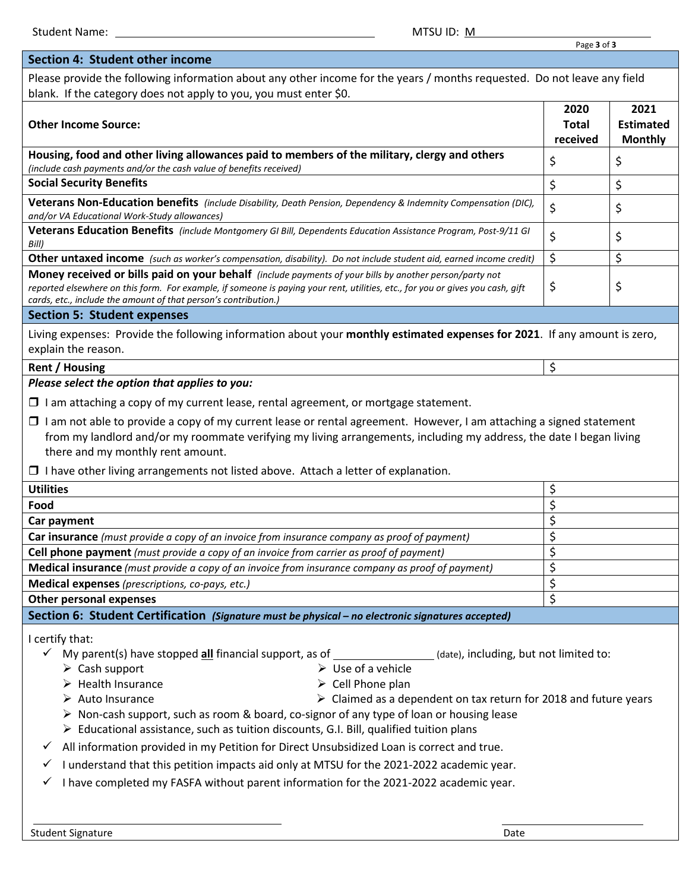Student Name: ______________________________ MTSU ID: M____________________

## Section 4: Student other income

Please provide the following information about any other income for the years / months requested. Do not leave any field blank. If the category does not apply to you, you must enter $0.

| Other Income Source: | 2020 Total received | 2021 Estimated Monthly |
|---|---|---|
| **Housing, food and other living allowances paid to members of the military, clergy and others** *(include cash payments and/or the cash value of benefits received)* | $ | $ |
| **Social Security Benefits** | $ | $ |
| **Veterans Non-Education benefits** *(include Disability, Death Pension, Dependency & Indemnity Compensation (DIC), and/or VA Educational Work-Study allowances)* | $ | $ |
| **Veterans Education Benefits** *(include Montgomery GI Bill, Dependents Education Assistance Program, Post-9/11 GI Bill)* | $ | $ |
| **Other untaxed income** *(such as worker's compensation, disability). Do not include student aid, earned income credit)* | $ | $ |
| **Money received or bills paid on your behalf** *(include payments of your bills by another person/party not reported elsewhere on this form. For example, if someone is paying your rent, utilities, etc., for you or gives you cash, gift cards, etc., include the amount of that person's contribution.)* | $ | $ |

## Section 5: Student expenses

Living expenses: Provide the following information about your **monthly estimated expenses for 2021**. If any amount is zero, explain the reason.

| | |
|---|---|
| **Rent / Housing** | $ |

***Please select the option that applies to you:***

- ☐ I am attaching a copy of my current lease, rental agreement, or mortgage statement.
- ☐ I am not able to provide a copy of my current lease or rental agreement. However, I am attaching a signed statement from my landlord and/or my roommate verifying my living arrangements, including my address, the date I began living there and my monthly rent amount.
- ☐ I have other living arrangements not listed above. Attach a letter of explanation.

| | |
|---|---|
| **Utilities** | $ |
| **Food** | $ |
| **Car payment** | $ |
| **Car insurance** *(must provide a copy of an invoice from insurance company as proof of payment)* | $ |
| **Cell phone payment** *(must provide a copy of an invoice from carrier as proof of payment)* | $ |
| **Medical insurance** *(must provide a copy of an invoice from insurance company as proof of payment)* | $ |
| **Medical expenses** *(prescriptions, co-pays, etc.)* | $ |
| **Other personal expenses** | $ |

## Section 6: Student Certification *(Signature must be physical – no electronic signatures accepted)*

I certify that:

- ✓ My parent(s) have stopped **all** financial support, as of ________________ (date), including, but not limited to:
  - Cash support
  - Health Insurance
  - Auto Insurance
  - Use of a vehicle
  - Cell Phone plan
  - Claimed as a dependent on tax return for 2018 and future years
  - Non-cash support, such as room & board, co-signor of any type of loan or housing lease
  - Educational assistance, such as tuition discounts, G.I. Bill, qualified tuition plans
- ✓ All information provided in my Petition for Direct Unsubsidized Loan is correct and true.
- ✓ I understand that this petition impacts aid only at MTSU for the 2021-2022 academic year.
- ✓ I have completed my FASFA without parent information for the 2021-2022 academic year.

______________________________ Student Signature

______________________________ Date